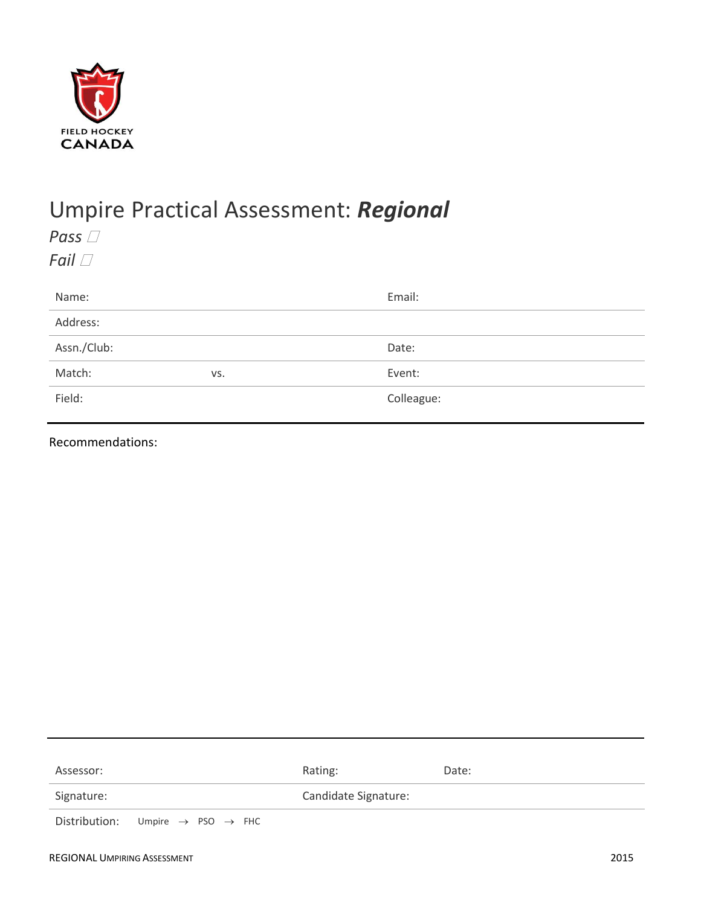FIELD HOCKEY
CANADA

# Umpire Practical Assessment: ***Regional***

*Pass* ☐

*Fail* ☐

| | | | |
|---|---|---|---|
| Name: | | Email: | |
| Address: | | | |
| Assn./Club: | | Date: | |
| Match: | vs. | Event: | |
| Field: | | Colleague: | |

Recommendations:

| | | |
|---|---|---|
| Assessor: | Rating: | Date: |
| Signature: | Candidate Signature: | |
| Distribution: Umpire → PSO → FHC | | |

REGIONAL UMPIRING ASSESSMENT 2015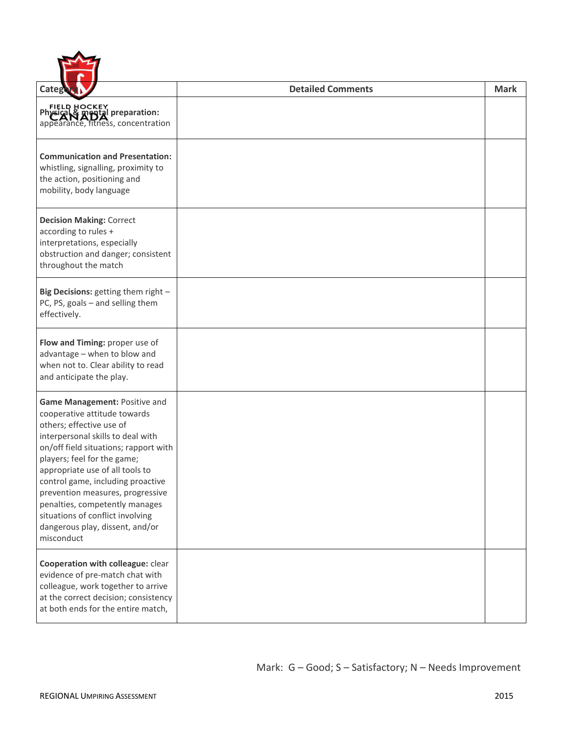| Category | Detailed Comments | Mark |
|---|---|---|
| **Physical & mental preparation:** appearance, fitness, concentration | | |
| **Communication and Presentation:** whistling, signalling, proximity to the action, positioning and mobility, body language | | |
| **Decision Making:** Correct according to rules + interpretations, especially obstruction and danger; consistent throughout the match | | |
| **Big Decisions:** getting them right – PC, PS, goals – and selling them effectively. | | |
| **Flow and Timing:** proper use of advantage – when to blow and when not to. Clear ability to read and anticipate the play. | | |
| **Game Management:** Positive and cooperative attitude towards others; effective use of interpersonal skills to deal with on/off field situations; rapport with players; feel for the game; appropriate use of all tools to control game, including proactive prevention measures, progressive penalties, competently manages situations of conflict involving dangerous play, dissent, and/or misconduct | | |
| **Cooperation with colleague:** clear evidence of pre-match chat with colleague, work together to arrive at the correct decision; consistency at both ends for the entire match, | | |

Mark: G – Good; S – Satisfactory; N – Needs Improvement